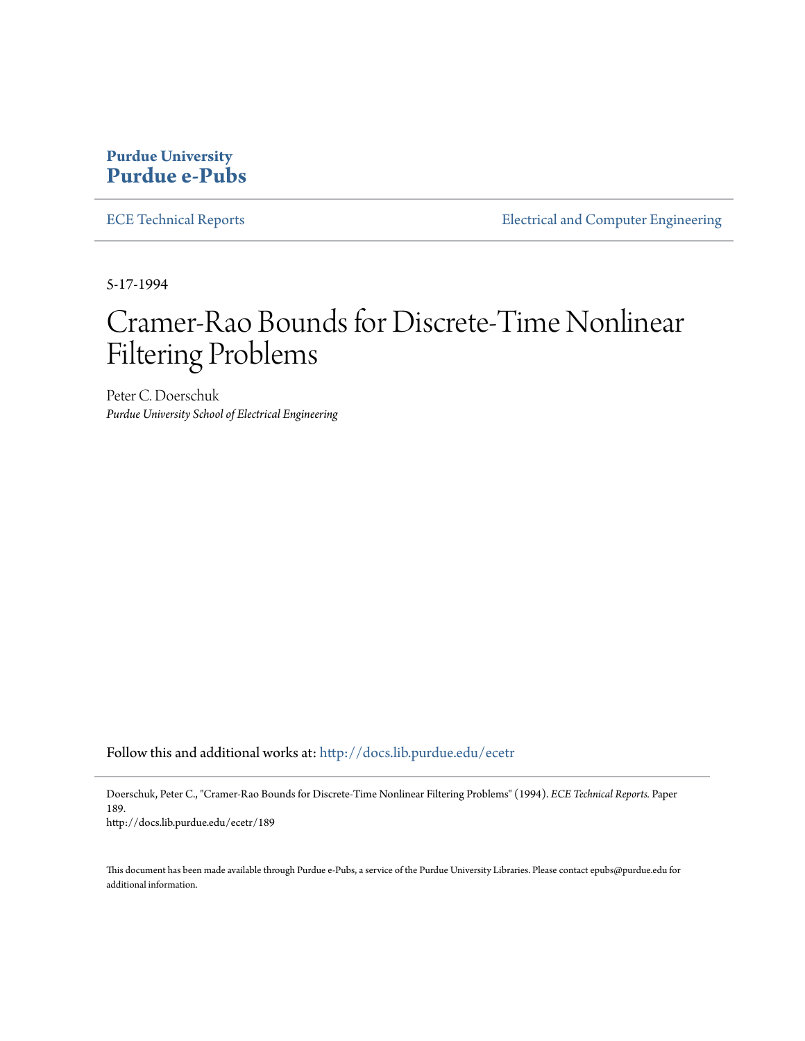**Purdue University**
**Purdue e-Pubs**

ECE Technical Reports — Electrical and Computer Engineering

5-17-1994

# Cramer-Rao Bounds for Discrete-Time Nonlinear Filtering Problems

Peter C. Doerschuk
*Purdue University School of Electrical Engineering*

Follow this and additional works at: http://docs.lib.purdue.edu/ecetr

Doerschuk, Peter C., "Cramer-Rao Bounds for Discrete-Time Nonlinear Filtering Problems" (1994). *ECE Technical Reports.* Paper 189.
http://docs.lib.purdue.edu/ecetr/189

This document has been made available through Purdue e-Pubs, a service of the Purdue University Libraries. Please contact epubs@purdue.edu for additional information.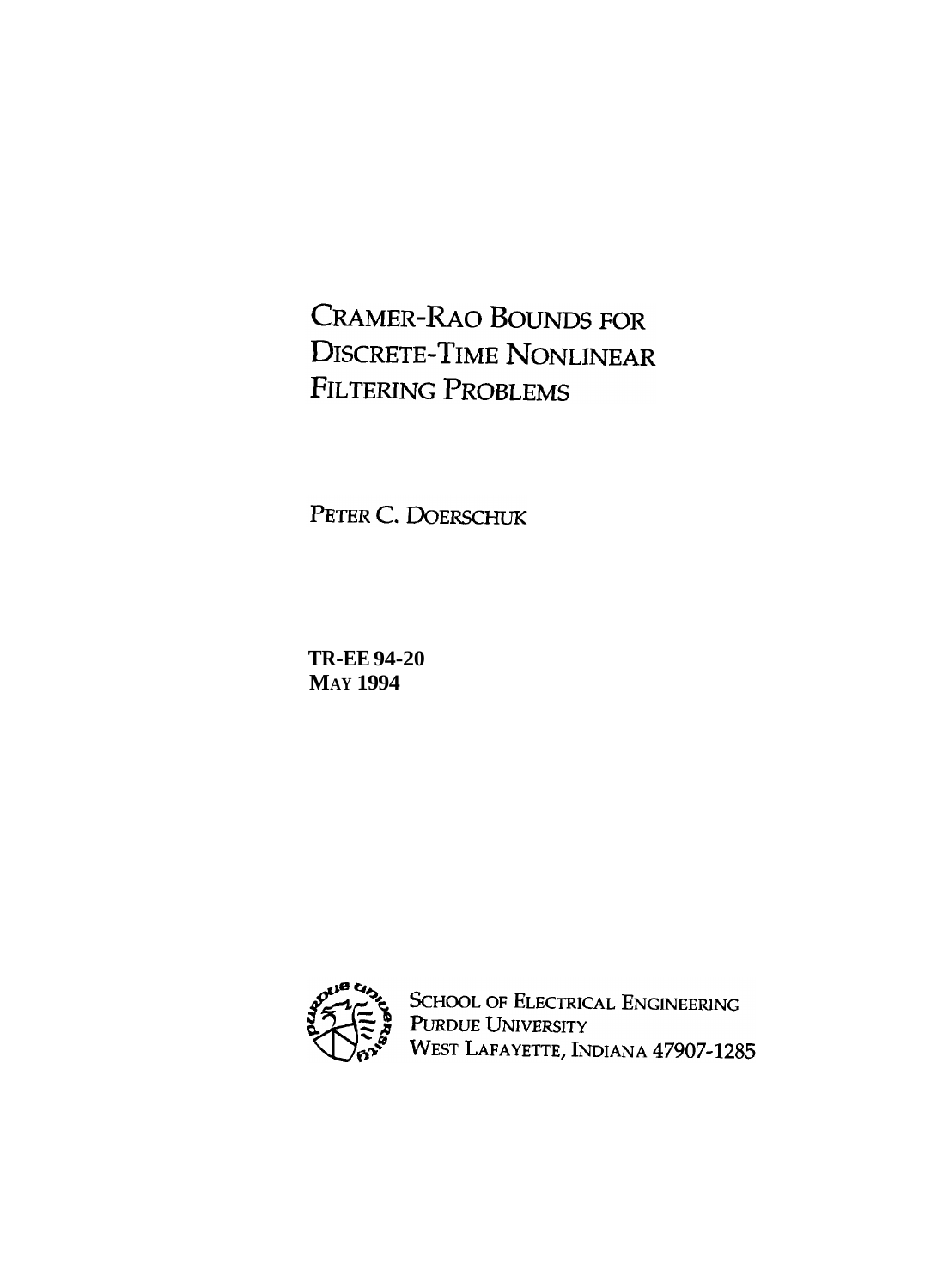# CRAMER-RAO BOUNDS FOR DISCRETE-TIME NONLINEAR FILTERING PROBLEMS

PETER C. DOERSCHUK

**TR-EE 94-20**
**MAY 1994**

SCHOOL OF ELECTRICAL ENGINEERING
PURDUE UNIVERSITY
WEST LAFAYETTE, INDIANA 47907-1285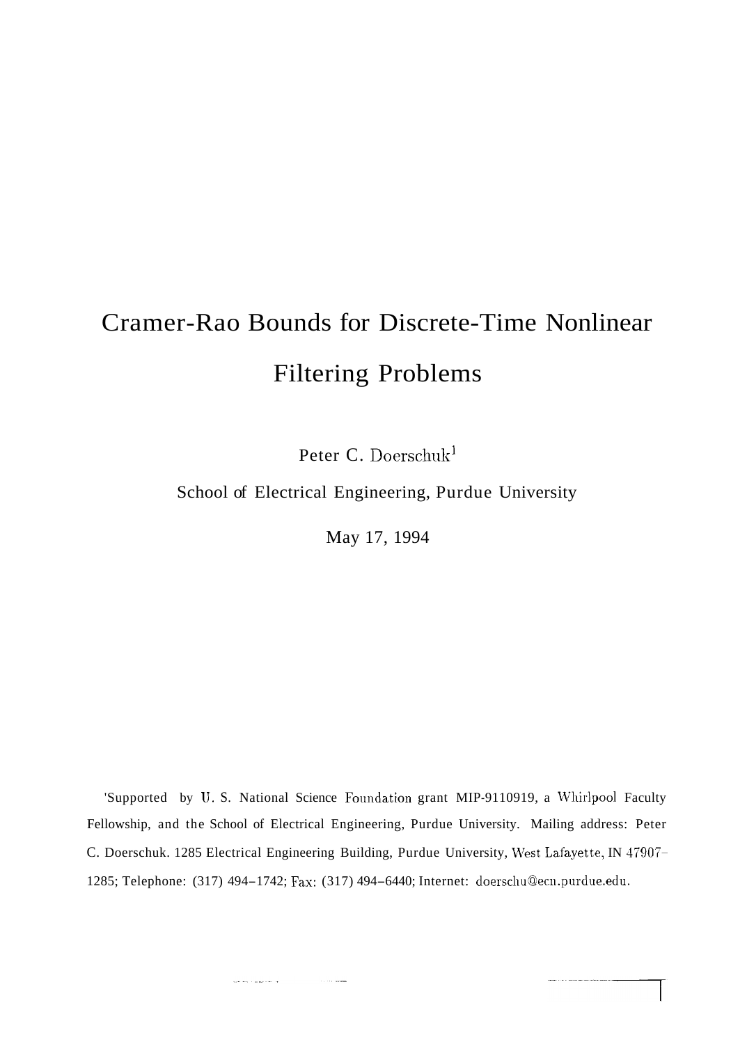# Cramer-Rao Bounds for Discrete-Time Nonlinear Filtering Problems

Peter C. Doerschuk[1]

School of Electrical Engineering, Purdue University

May 17, 1994

[1]Supported by U. S. National Science Foundation grant MIP-9110919, a Whirlpool Faculty Fellowship, and the School of Electrical Engineering, Purdue University. Mailing address: Peter C. Doerschuk. 1285 Electrical Engineering Building, Purdue University, West Lafayette, IN 47907-1285; Telephone: (317) 494-1742; Fax: (317) 494-6440; Internet: doerschu@ecn.purdue.edu.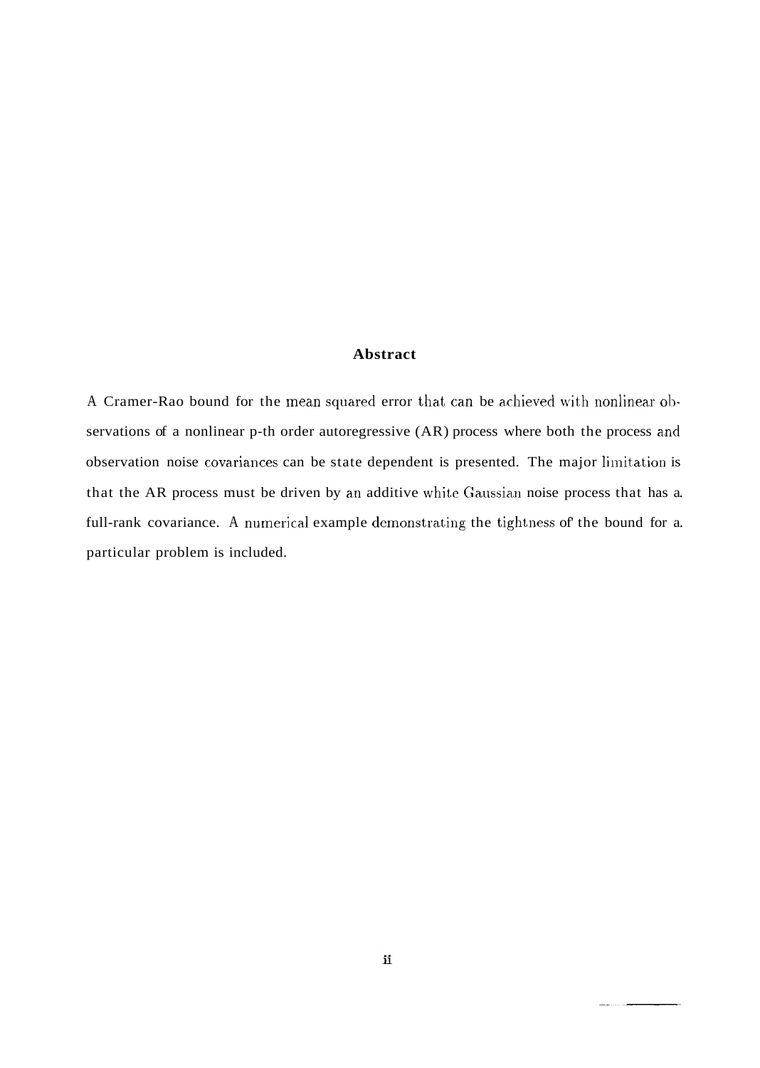## Abstract

A Cramer-Rao bound for the mean squared error that can be achieved with nonlinear observations of a nonlinear p-th order autoregressive (AR) process where both the process and observation noise covariances can be state dependent is presented. The major limitation is that the AR process must be driven by an additive white Gaussian noise process that has a full-rank covariance. A numerical example demonstrating the tightness of the bound for a particular problem is included.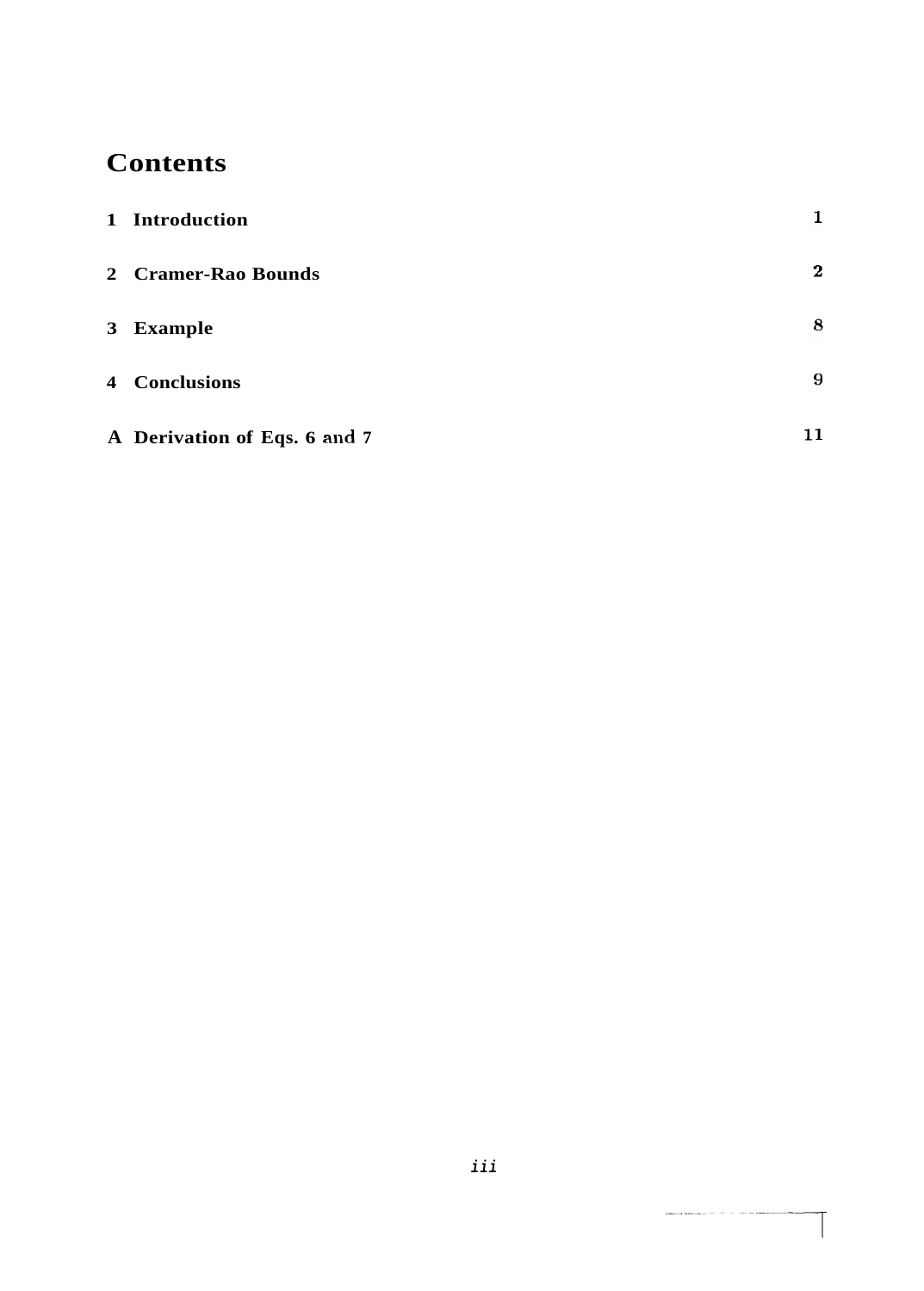# Contents

| | |
|---|---|
| **1 Introduction** | **1** |
| **2 Cramer-Rao Bounds** | **2** |
| **3 Example** | **8** |
| **4 Conclusions** | **9** |
| **A Derivation of Eqs. 6 and 7** | **11** |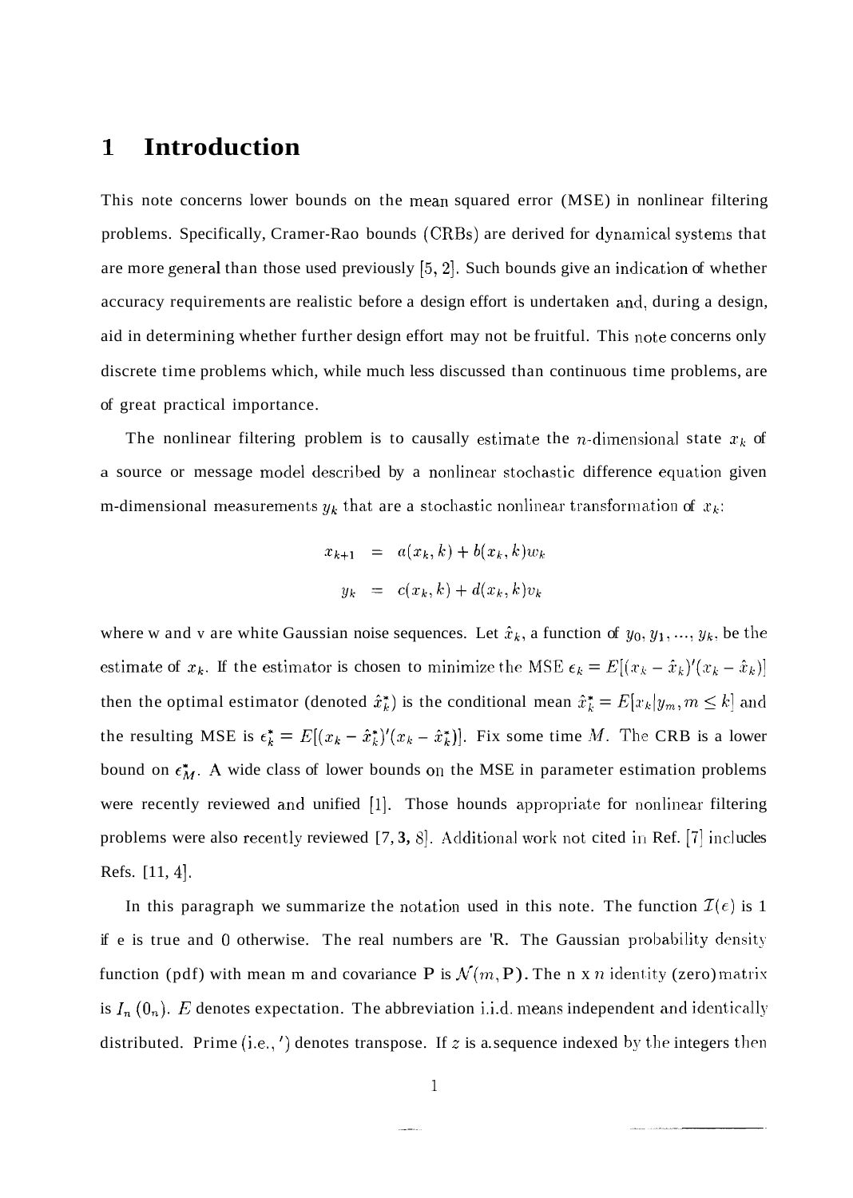# 1 Introduction

This note concerns lower bounds on the mean squared error (MSE) in nonlinear filtering problems. Specifically, Cramer-Rao bounds (CRBs) are derived for dynamical systems that are more general than those used previously [5, 2]. Such bounds give an indication of whether accuracy requirements are realistic before a design effort is undertaken and, during a design, aid in determining whether further design effort may not be fruitful. This note concerns only discrete time problems which, while much less discussed than continuous time problems, are of great practical importance.

The nonlinear filtering problem is to causally estimate the $n$-dimensional state $x_k$ of a source or message model described by a nonlinear stochastic difference equation given m-dimensional measurements $y_k$ that are a stochastic nonlinear transformation of $x_k$:

$$\begin{aligned} x_{k+1} &= a(x_k, k) + b(x_k, k)w_k \\ y_k &= c(x_k, k) + d(x_k, k)v_k \end{aligned}$$

where w and v are white Gaussian noise sequences. Let $\hat{x}_k$, a function of $y_0, y_1, ..., y_k$, be the estimate of $x_k$. If the estimator is chosen to minimize the MSE $\epsilon_k = E[(x_k - \hat{x}_k)'(x_k - \hat{x}_k)]$ then the optimal estimator (denoted $\hat{x}_k^*$) is the conditional mean $\hat{x}_k^* = E[x_k | y_m, m \leq k]$ and the resulting MSE is $\epsilon_k^* = E[(x_k - \hat{x}_k^*)'(x_k - \hat{x}_k^*)]$. Fix some time $M$. The CRB is a lower bound on $\epsilon_M^*$. A wide class of lower bounds on the MSE in parameter estimation problems were recently reviewed and unified [1]. Those hounds appropriate for nonlinear filtering problems were also recently reviewed [7, 3, 8]. Additional work not cited in Ref. [7] includes Refs. [11, 4].

In this paragraph we summarize the notation used in this note. The function $\mathcal{I}(e)$ is 1 if e is true and 0 otherwise. The real numbers are 'R. The Gaussian probability density function (pdf) with mean m and covariance P is $\mathcal{N}(m, \mathrm{P})$. The n x $n$ identity (zero) matrix is $I_n$ $(0_n)$. $E$ denotes expectation. The abbreviation i.i.d. means independent and identically distributed. Prime (i.e., $'$) denotes transpose. If $z$ is a sequence indexed by the integers then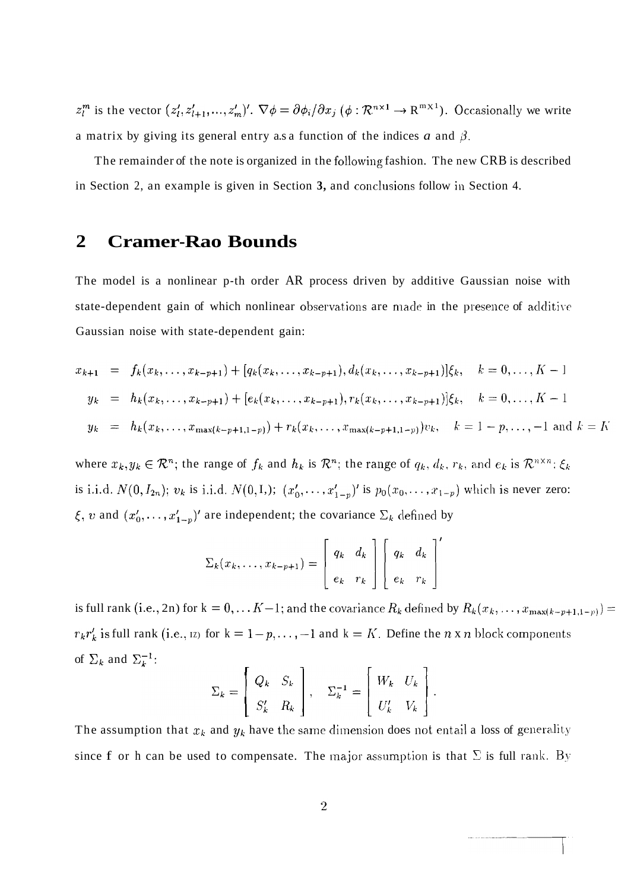$z_l^m$ is the vector $(z_l', z_{l+1}', \ldots, z_m')'$. $\nabla\phi = \partial\phi_i/\partial x_j$ ($\phi : \mathcal{R}^{n\times 1} \rightarrow \mathrm{R}^{m\times 1}$). Occasionally we write a matrix by giving its general entry as a function of the indices $\alpha$ and $\beta$.

The remainder of the note is organized in the following fashion. The new CRB is described in Section 2, an example is given in Section **3,** and conclusions follow in Section 4.

## 2 Cramer-Rao Bounds

The model is a nonlinear p-th order AR process driven by additive Gaussian noise with state-dependent gain of which nonlinear observations are made in the presence of additive Gaussian noise with state-dependent gain:

$$
\begin{aligned}
x_{k+1} &= f_k(x_k, \ldots, x_{k-p+1}) + [q_k(x_k, \ldots, x_{k-p+1}), d_k(x_k, \ldots, x_{k-p+1})]\xi_k, \quad k = 0, \ldots, K-1 \\
y_k &= h_k(x_k, \ldots, x_{k-p+1}) + [e_k(x_k, \ldots, x_{k-p+1}), r_k(x_k, \ldots, x_{k-p+1})]\xi_k, \quad k = 0, \ldots, K-1 \\
y_k &= h_k(x_k, \ldots, x_{\max(k-p+1, 1-p)}) + r_k(x_k, \ldots, x_{\max(k-p+1, 1-p)})v_k, \quad k = 1-p, \ldots, -1 \text{ and } k = K
\end{aligned}
$$

where $x_k, y_k \in \mathcal{R}^n$; the range of $f_k$ and $h_k$ is $\mathcal{R}^n$; the range of $q_k$, $d_k$, $r_k$, and $e_k$ is $\mathcal{R}^{n\times n}$; $\xi_k$ is i.i.d. $N(0, I_{2n})$; $v_k$ is i.i.d. $N(0, I_n)$; $(x_0', \ldots, x_{1-p}')'$ is $p_0(x_0, \ldots, x_{1-p})$ which is never zero; $\xi$, $v$ and $(x_0', \ldots, x_{1-p}')'$ are independent; the covariance $\Sigma_k$ defined by

$$
\Sigma_k(x_k, \ldots, x_{k-p+1}) = \begin{bmatrix} q_k & d_k \\ e_k & r_k \end{bmatrix} \begin{bmatrix} q_k & d_k \\ e_k & r_k \end{bmatrix}'
$$

is full rank (i.e., 2n) for k $= 0, \ldots K-1$; and the covariance $R_k$ defined by $R_k(x_k, \ldots, x_{\max(k-p+1, 1-p)}) = r_k r_k'$ is full rank (i.e., n) for k $= 1-p, \ldots, -1$ and k $= K$. Define the $n$ x $n$ block components of $\Sigma_k$ and $\Sigma_k^{-1}$:

$$
\Sigma_k = \begin{bmatrix} Q_k & S_k \\ S_k' & R_k \end{bmatrix}, \quad \Sigma_k^{-1} = \begin{bmatrix} W_k & U_k \\ U_k' & V_k \end{bmatrix}.
$$

The assumption that $x_k$ and $y_k$ have the same dimension does not entail a loss of generality since f or h can be used to compensate. The major assumption is that $\Sigma$ is full rank. By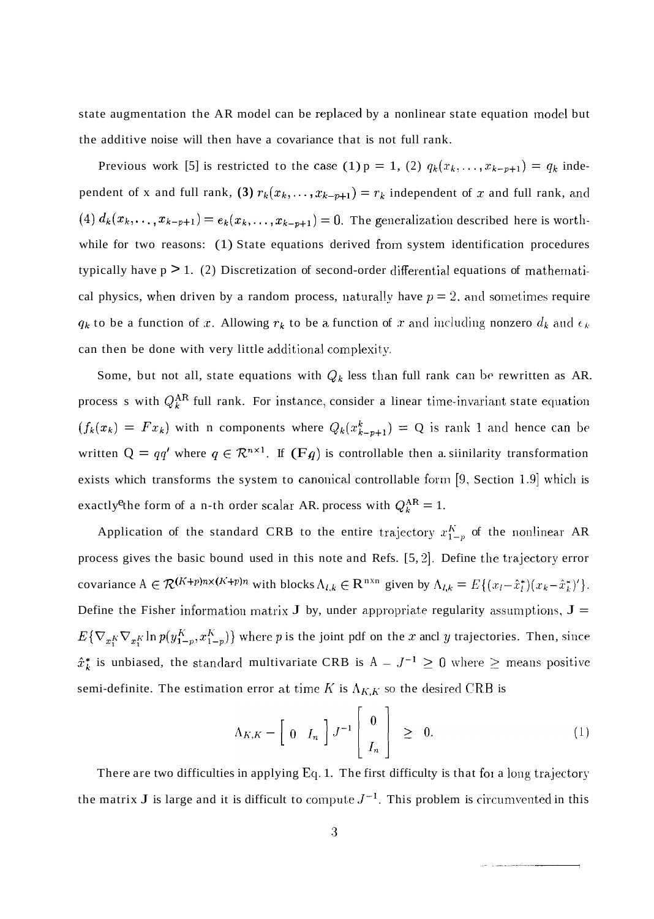state augmentation the AR model can be replaced by a nonlinear state equation model but the additive noise will then have a covariance that is not full rank.

Previous work [5] is restricted to the case (1) $p = 1$, (2) $q_k(x_k, \ldots, x_{k-p+1}) = q_k$ independent of x and full rank, (3) $r_k(x_k, \ldots, x_{k-p+1}) = r_k$ independent of $x$ and full rank, and (4) $d_k(x_k, \ldots, x_{k-p+1}) = e_k(x_k, \ldots, x_{k-p+1}) = 0$. The generalization described here is worthwhile for two reasons: (1) State equations derived from system identification procedures typically have $p > 1$. (2) Discretization of second-order differential equations of mathematical physics, when driven by a random process, naturally have $p = 2$, and sometimes require $q_k$ to be a function of $x$. Allowing $r_k$ to be a function of $x$ and including nonzero $d_k$ and $e_k$ can then be done with very little additional complexity.

Some, but not all, state equations with $Q_k$ less than full rank can be rewritten as AR. process s with $Q_k^{\text{AR}}$ full rank. For instance, consider a linear time-invariant state equation ($f_k(x_k) = Fx_k$) with n components where $Q_k(x_{k-p+1}^k) = Q$ is rank 1 and hence can be written $Q = qq'$ where $q \in \mathcal{R}^{n\times 1}$. If $(\mathbf{F}q)$ is controllable then a. siinilarity transformation exists which transforms the system to canonical controllable form [9, Section 1.9] which is exactly the form of a n-th order scalar AR. process with $Q_k^{\text{AR}} = 1$.

Application of the standard CRB to the entire trajectory $x_{1-p}^K$ of the nonlinear AR process gives the basic bound used in this note and Refs. [5, 2]. Define the trajectory error covariance $\Lambda \in \mathcal{R}^{(K+p)n\times(K+p)n}$ with blocks $\Lambda_{l,k} \in \mathbf{R}^{n\times n}$ given by $\Lambda_{l,k} = E\{(x_l - \hat{x}_l^*)(x_k - \hat{x}_k^*)'\}$. Define the Fisher information matrix $\mathbf{J}$ by, under appropriate regularity assumptions, $\mathbf{J} = E\{\nabla_{x_1^K}\nabla_{x_1^K} \ln p(y_{1-p}^K, x_{1-p}^K)\}$ where $p$ is the joint pdf on the $x$ and $y$ trajectories. Then, since $\hat{x}_k^*$ is unbiased, the standard multivariate CRB is $\Lambda - J^{-1} \geq 0$ where $\geq$ means positive semi-definite. The estimation error at time $K$ is $\Lambda_{K,K}$ so the desired CRB is

$$\Lambda_{K,K} - \begin{bmatrix} 0 & I_n \end{bmatrix} J^{-1} \begin{bmatrix} 0 \\ I_n \end{bmatrix} \geq 0. \tag{1}$$

There are two difficulties in applying Eq. 1. The first difficulty is that for a long trajectory the matrix $\mathbf{J}$ is large and it is difficult to compute $J^{-1}$. This problem is circumvented in this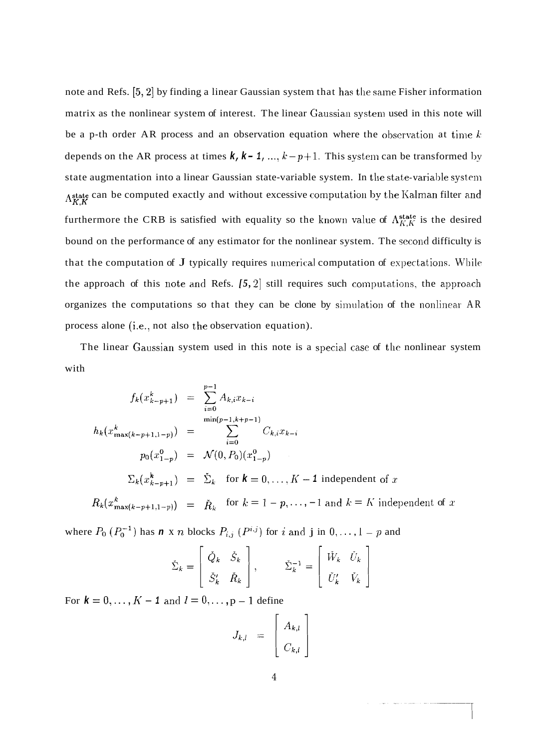note and Refs. [5, 2] by finding a linear Gaussian system that has the same Fisher information matrix as the nonlinear system of interest. The linear Gaussian system used in this note will be a p-th order AR process and an observation equation where the observation at time $k$ depends on the AR process at times $k, k-1, \ldots, k-p+1$. This system can be transformed by state augmentation into a linear Gaussian state-variable system. In the state-variable system $\Lambda^{\text{state}}_{K,K}$ can be computed exactly and without excessive computation by the Kalman filter and furthermore the CRB is satisfied with equality so the known value of $\Lambda^{\text{state}}_{K,K}$ is the desired bound on the performance of any estimator for the nonlinear system. The second difficulty is that the computation of $\mathbf{J}$ typically requires numerical computation of expectations. While the approach of this note and Refs. [5, 2] still requires such computations, the approach organizes the computations so that they can be done by simulation of the nonlinear AR process alone (i.e., not also the observation equation).

The linear Gaussian system used in this note is a special case of the nonlinear system with

$$
\begin{aligned}
f_k(x_{k-p+1}^k) &= \sum_{i=0}^{p-1} A_{k,i} x_{k-i} \\
h_k(x_{\max(k-p+1,1-p)}^k) &= \sum_{i=0}^{\min(p-1,k+p-1)} C_{k,i} x_{k-i} \\
p_0(x_{1-p}^0) &= \mathcal{N}(0, P_0)(x_{1-p}^0) \\
\Sigma_k(x_{k-p+1}^k) &= \check{\Sigma}_k \quad \text{for } k = 0, \ldots, K-1 \text{ independent of } x \\
R_k(x_{\max(k-p+1,1-p)}^k) &= \check{R}_k \quad \text{for } k = 1-p, \ldots, -1 \text{ and } k = K \text{ independent of } x
\end{aligned}
$$

where $P_0$ ($P_0^{-1}$) has $n \times n$ blocks $P_{i,j}$ ($P^{i,j}$) for $i$ and j in $0, \ldots, 1-p$ and

$$
\check{\Sigma}_k = \begin{bmatrix} \check{Q}_k & \check{S}_k \\ \check{S}_k' & \check{R}_k \end{bmatrix}, \qquad \check{\Sigma}_k^{-1} = \begin{bmatrix} \check{W}_k & \check{U}_k \\ \check{U}_k' & \check{V}_k \end{bmatrix}
$$

For $k = 0, \ldots, K-1$ and $l = 0, \ldots, p-1$ define

$$
J_{k,l} = \begin{bmatrix} A_{k,l} \\ C_{k,l} \end{bmatrix}
$$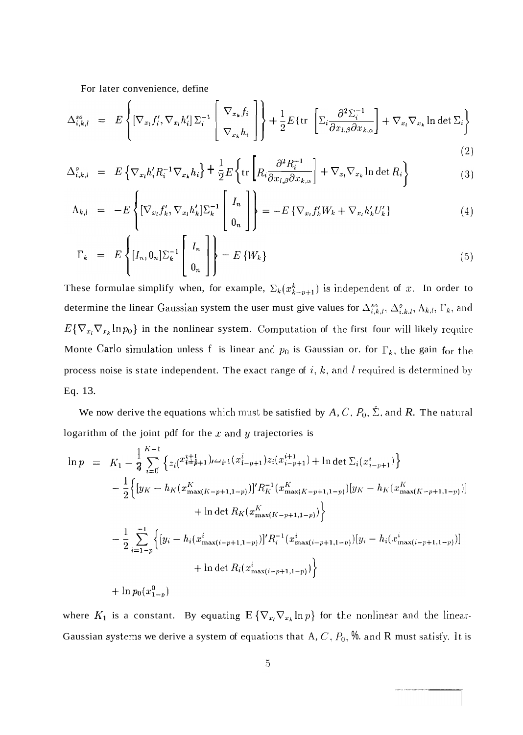For later convenience, define

$$\Delta^{so}_{i,k,l} = E\left\{[\nabla_{x_l} f_i', \nabla_{x_l} h_i']\Sigma_i^{-1}\begin{bmatrix}\nabla_{x_k} f_i \\ \nabla_{x_k} h_i\end{bmatrix}\right\} + \frac{1}{2}E\{\mathrm{tr}\left[\Sigma_i \frac{\partial^2 \Sigma_i^{-1}}{\partial x_{l,\beta}\partial x_{k,\alpha}}\right] + \nabla_{x_l}\nabla_{x_k}\ln\det\Sigma_i\} \tag{2}$$

$$\Delta^{o}_{i,k,l} = E\left\{\nabla_{x_l} h_i' R_i^{-1}\nabla_{x_k} h_i\right\} + \frac{1}{2}E\left\{\mathrm{tr}\left[R_i \frac{\partial^2 R_i^{-1}}{\partial x_{l,\beta}\partial x_{k,\alpha}}\right] + \nabla_{x_l}\nabla_{x_k}\ln\det R_i\right\} \tag{3}$$

$$\Lambda_{k,l} = -E\left\{[\nabla_{x_l} f_k', \nabla_{x_l} h_k']\Sigma_k^{-1}\begin{bmatrix} I_n \\ 0_n\end{bmatrix}\right\} = -E\left\{\nabla_{x_l} f_k' W_k + \nabla_{x_l} h_k' U_k'\right\} \tag{4}$$

$$\Gamma_k = E\left\{[I_n, 0_n]\Sigma_k^{-1}\begin{bmatrix} I_n \\ 0_n\end{bmatrix}\right\} = E\left\{W_k\right\} \tag{5}$$

These formulae simplify when, for example, $\Sigma_k(x^k_{k-p+1})$ is independent of $x$. In order to determine the linear Gaussian system the user must give values for $\Delta^{so}_{i,k,l}$, $\Delta^{o}_{i,k,l}$, $\Lambda_{k,l}$, $\Gamma_k$, and $E\{\nabla_{x_l}\nabla_{x_k}\ln p_0\}$ in the nonlinear system. Computation of the first four will likely require Monte Carlo simulation unless f is linear and $p_0$ is Gaussian or. for $\Gamma_k$, the gain for the process noise is state independent. The exact range of $i$, $k$, and $l$ required is determined by Eq. 13.

We now derive the equations which must be satisfied by $A$, $C$, $P_0$, $\check{\Sigma}$, and $R$. The natural logarithm of the joint pdf for the $x$ and $y$ trajectories is

$$\begin{aligned}
\ln p = \; & K_1 - \frac{1}{2}\sum_{i=0}^{K-1}\left\{z_i(x^{i+1}_{i-p+1})\Sigma_i^{-1}(x^i_{i-p+1})z_i(x^{i+1}_{i-p+1}) + \ln\det\Sigma_i(x^i_{i-p+1})\right\} \\
& - \frac{1}{2}\Big\{[y_K - h_K(x^K_{\max(K-p+1,1-p)})]' R_K^{-1}(x^K_{\max(K-p+1,1-p)})[y_K - h_K(x^K_{\max(K-p+1,1-p)})] \\
& \qquad + \ln\det R_K(x^K_{\max(K-p+1,1-p)})\Big\} \\
& - \frac{1}{2}\sum_{i=1-p}^{-1}\Big\{[y_i - h_i(x^i_{\max(i-p+1,1-p)})]' R_i^{-1}(x^i_{\max(i-p+1,1-p)})[y_i - h_i(x^i_{\max(i-p+1,1-p)})] \\
& \qquad + \ln\det R_i(x^i_{\max(i-p+1,1-p)})\Big\} \\
& + \ln p_0(x^0_{1-p})
\end{aligned}$$

where $K_1$ is a constant. By equating $E\{\nabla_{x_l}\nabla_{x_k}\ln p\}$ for the nonlinear and the linear-Gaussian systems we derive a system of equations that A, $C$, $P_0$, %. and R must satisfy. It is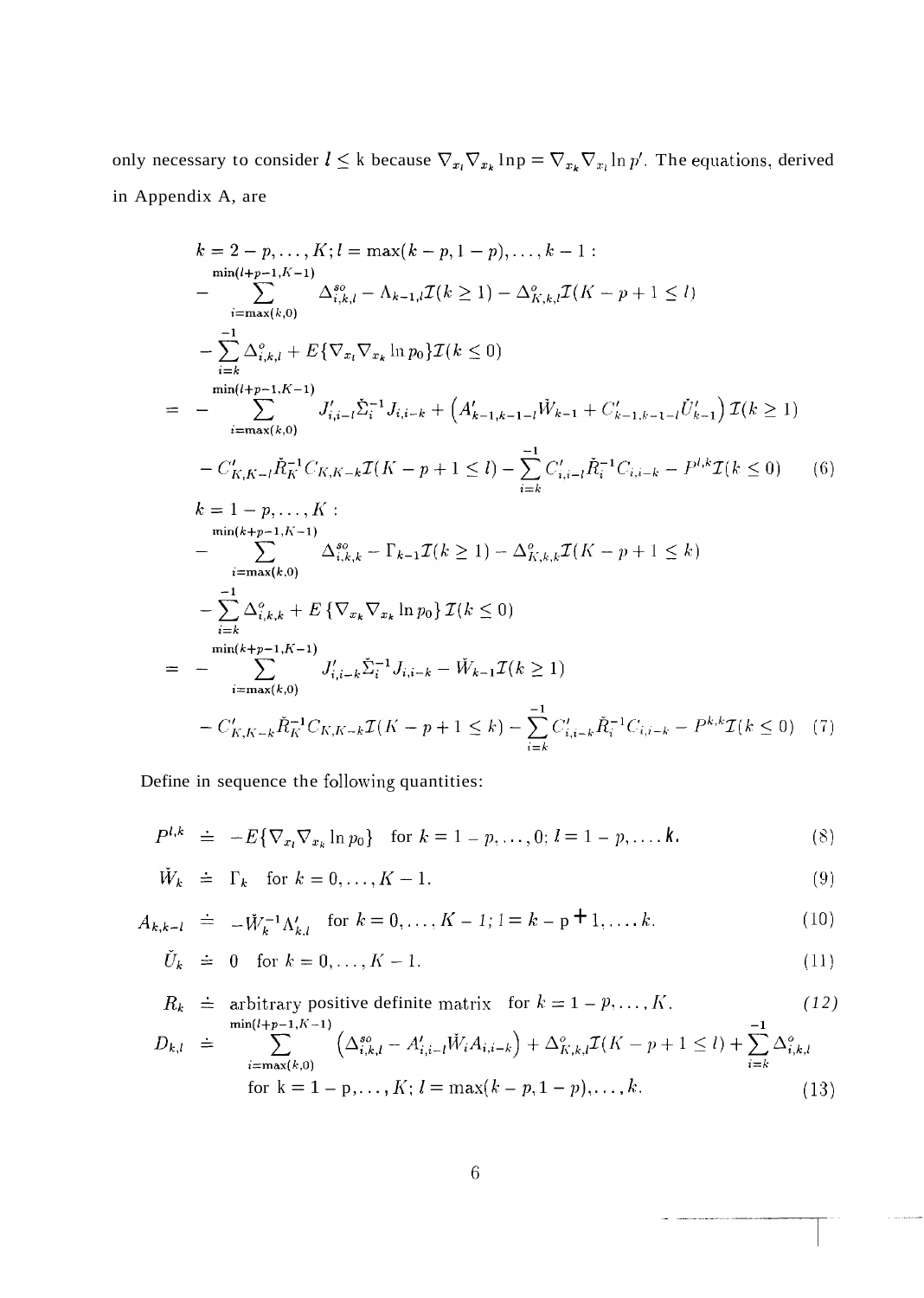only necessary to consider $l \leq k$ because $\nabla_{x_l}\nabla_{x_k} \ln p = \nabla_{x_k}\nabla_{x_l} \ln p'$. The equations, derived in Appendix A, are

$$
\begin{aligned}
& k = 2-p,\ldots,K;\, l = \max(k-p, 1-p),\ldots,k-1: \\
& -\sum_{i=\max(k,0)}^{\min(l+p-1,K-1)} \Delta^{so}_{i,k,l} - \Lambda_{k-1,l}\mathcal{I}(k \geq 1) - \Delta^{o}_{K,k,l}\mathcal{I}(K-p+1 \leq l) \\
& -\sum_{i=k}^{-1} \Delta^{o}_{i,k,l} + E\{\nabla_{x_l}\nabla_{x_k} \ln p_0\}\mathcal{I}(k \leq 0) \\
= & -\sum_{i=\max(k,0)}^{\min(l+p-1,K-1)} J'_{i,i-l}\check{\Sigma}_i^{-1} J_{i,i-k} + \left(A'_{k-1,k-1-l}\check{W}_{k-1} + C'_{k-1,k-1-l}\check{U}'_{k-1}\right)\mathcal{I}(k \geq 1) \\
& - C'_{K,K-l}\check{R}_K^{-1} C_{K,K-k}\mathcal{I}(K-p+1 \leq l) - \sum_{i=k}^{-1} C'_{i,i-l}\check{R}_i^{-1} C_{i,i-k} - P^{l,k}\mathcal{I}(k \leq 0) \qquad (6)
\end{aligned}
$$

$$
\begin{aligned}
& k = 1-p,\ldots,K: \\
& -\sum_{i=\max(k,0)}^{\min(k+p-1,K-1)} \Delta^{so}_{i,k,k} - \Gamma_{k-1}\mathcal{I}(k \geq 1) - \Delta^{o}_{K,k,k}\mathcal{I}(K-p+1 \leq k) \\
& -\sum_{i=k}^{-1} \Delta^{o}_{i,k,k} + E\left\{\nabla_{x_k}\nabla_{x_k} \ln p_0\right\}\mathcal{I}(k \leq 0) \\
= & -\sum_{i=\max(k,0)}^{\min(k+p-1,K-1)} J'_{i,i-k}\check{\Sigma}_i^{-1} J_{i,i-k} - \check{W}_{k-1}\mathcal{I}(k \geq 1) \\
& - C'_{K,K-k}\check{R}_K^{-1} C_{K,K-k}\mathcal{I}(K-p+1 \leq k) - \sum_{i=k}^{-1} C'_{i,i-k}\check{R}_i^{-1} C_{i,i-k} - P^{k,k}\mathcal{I}(k \leq 0) \quad (7)
\end{aligned}
$$

Define in sequence the following quantities:

$$P^{l,k} \doteq -E\{\nabla_{x_l}\nabla_{x_k} \ln p_0\} \quad \text{for } k = 1-p,\ldots,0;\, l = 1-p,\ldots,k. \qquad (8)$$

$$\check{W}_k \doteq \Gamma_k \quad \text{for } k = 0,\ldots,K-1. \qquad (9)$$

$$A_{k,k-l} \doteq -\check{W}_k^{-1}\Lambda'_{k,l} \quad \text{for } k = 0,\ldots,K-1;\, l = k-p+1,\ldots,k. \qquad (10)$$

$$\check{U}_k \doteq 0 \quad \text{for } k = 0,\ldots,K-1. \qquad (11)$$

$$R_k \doteq \text{arbitrary positive definite matrix} \quad \text{for } k = 1-p,\ldots,K. \qquad (12)$$

$$D_{k,l} \doteq \sum_{i=\max(k,0)}^{\min(l+p-1,K-1)} \left(\Delta^{so}_{i,k,l} - A'_{i,i-l}\check{W}_i A_{i,i-k}\right) + \Delta^{o}_{K,k,l}\mathcal{I}(K-p+1 \leq l) + \sum_{i=k}^{-1} \Delta^{o}_{i,k,l}$$

$$\text{for } k = 1-p,\ldots,K;\, l = \max(k-p, 1-p),\ldots,k. \qquad (13)$$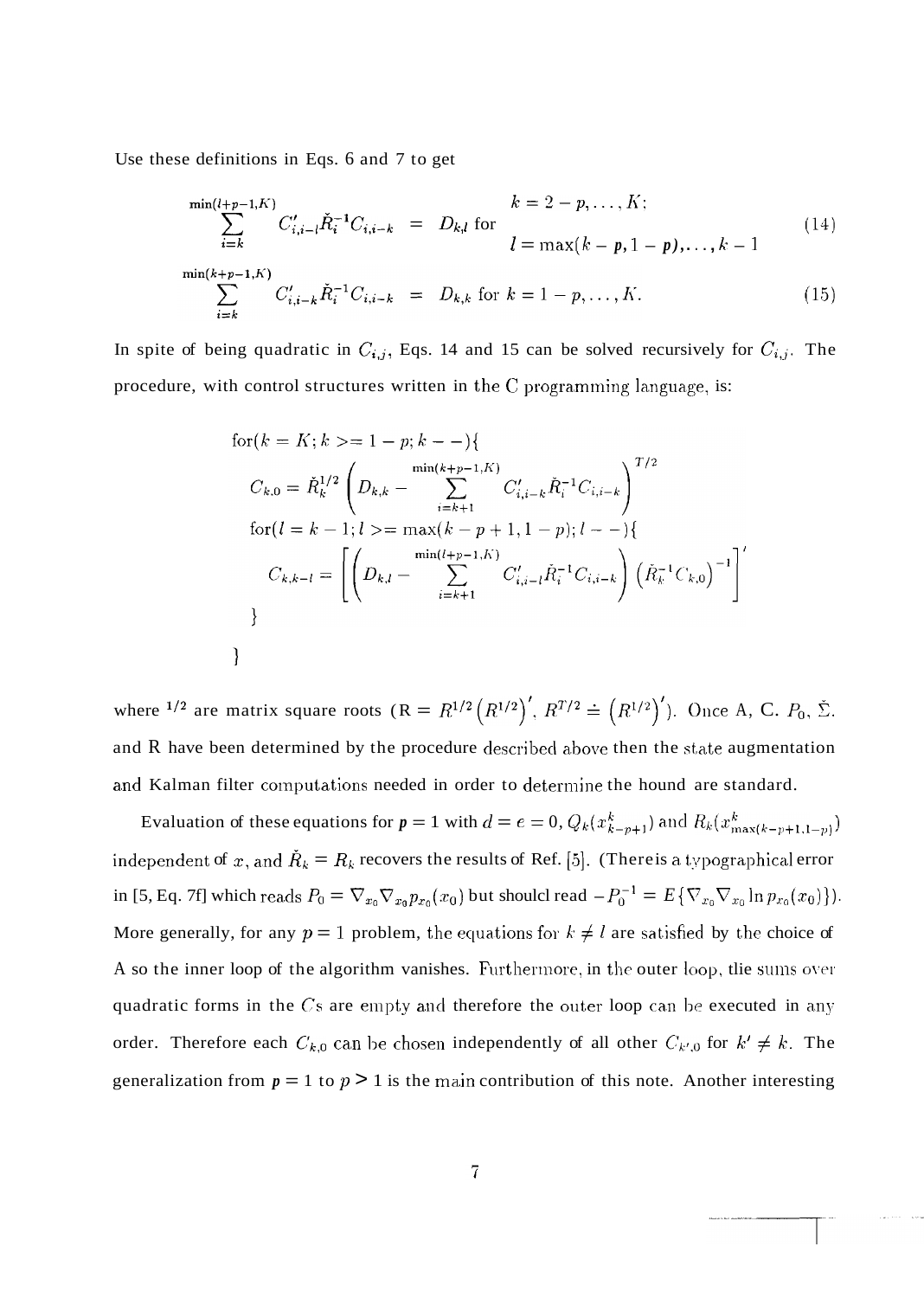Use these definitions in Eqs. 6 and 7 to get

$$\sum_{i=k}^{\min(l+p-1,K)} C'_{i,i-l}\check{R}_i^{-1}C_{i,i-k} = D_{k,l} \text{ for } \begin{array}{l} k = 2-p,\ldots,K; \\ l = \max(k-p, 1-p),\ldots,k-1 \end{array} \tag{14}$$

$$\sum_{i=k}^{\min(k+p-1,K)} C'_{i,i-k}\check{R}_i^{-1}C_{i,i-k} = D_{k,k} \text{ for } k = 1-p,\ldots,K. \tag{15}$$

In spite of being quadratic in $C_{i,j}$, Eqs. 14 and 15 can be solved recursively for $C_{i,j}$. The procedure, with control structures written in the C programming language, is:

$$
\begin{array}{l}
\text{for}(k = K; k >= 1-p; k--)\{ \\
\quad C_{k,0} = \check{R}_k^{1/2}\left(D_{k,k} - \sum_{i=k+1}^{\min(k+p-1,K)} C'_{i,i-k}\check{R}_i^{-1}C_{i,i-k}\right)^{T/2} \\
\quad \text{for}(l = k-1; l >= \max(k-p+1, 1-p); l--)\{ \\
\quad\quad C_{k,k-l} = \left[\left(D_{k,l} - \sum_{i=k+1}^{\min(l+p-1,K)} C'_{i,i-l}\check{R}_i^{-1}C_{i,i-k}\right)\left(\check{R}_k^{-1}C_{k,0}\right)^{-1}\right]' \\
\quad \} \\
\}
\end{array}
$$

where $^{1/2}$ are matrix square roots ($R = R^{1/2}\left(R^{1/2}\right)'$, $R^{T/2} \doteq \left(R^{1/2}\right)'$). Once A, C. $P_0$, $\check{\Sigma}$. and R have been determined by the procedure described above then the state augmentation and Kalman filter computations needed in order to determine the hound are standard.

Evaluation of these equations for $p = 1$ with $d = e = 0$, $Q_k(x_{k-p+1}^k)$ and $R_k(x_{\max(k-p+1,1-p)}^k)$ independent of $x$, and $\check{R}_k = R_k$ recovers the results of Ref. [5]. (There is a typographical error in [5, Eq. 7f] which reads $P_0 = \nabla_{x_0}\nabla_{x_0}p_{x_0}(x_0)$ but shoulcl read $-P_0^{-1} = E\{\nabla_{x_0}\nabla_{x_0}\ln p_{x_0}(x_0)\}$). More generally, for any $p = 1$ problem, the equations for $k \neq l$ are satisfied by the choice of A so the inner loop of the algorithm vanishes. Furthermore, in the outer loop, tlie sums over quadratic forms in the $C$s are empty and therefore the outer loop can be executed in any order. Therefore each $C_{k,0}$ can be chosen independently of all other $C_{k',0}$ for $k' \neq k$. The generalization from $p = 1$ to $p > 1$ is the main contribution of this note. Another interesting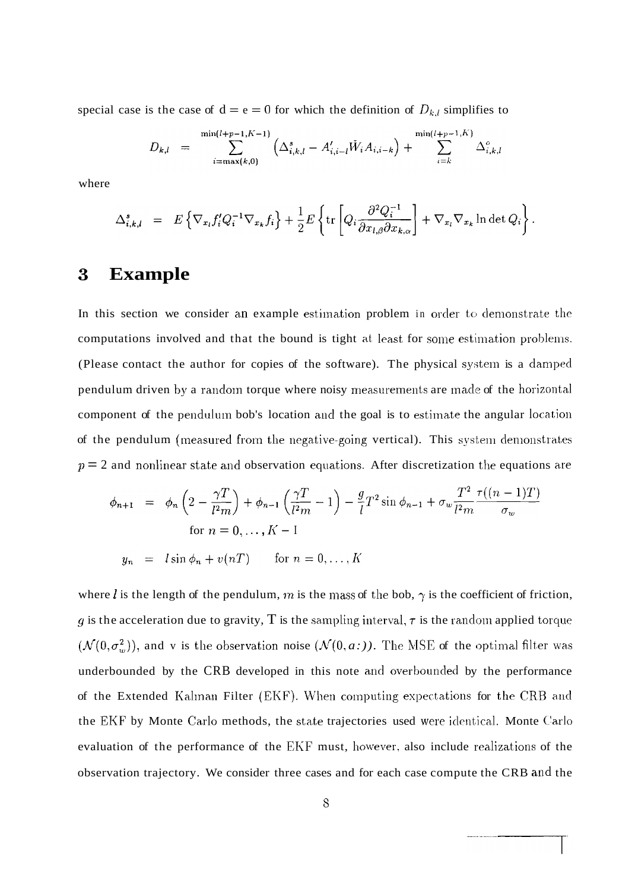special case is the case of $d = e = 0$ for which the definition of $D_{k,l}$ simplifies to

$$D_{k,l} = \sum_{i=\max(k,0)}^{\min(l+p-1,K-1)} \left(\Delta^{s}_{i,k,l} - A'_{i,i-l}\check{W}_i A_{i,i-k}\right) + \sum_{i=k}^{\min(l+p-1,K)} \Delta^{o}_{i,k,l}$$

where

$$\Delta^{s}_{i,k,l} = E\left\{\nabla_{x_l} f'_i Q_i^{-1} \nabla_{x_k} f_i\right\} + \frac{1}{2} E\left\{\operatorname{tr}\left[Q_i \frac{\partial^2 Q_i^{-1}}{\partial x_{l,\beta} \partial x_{k,\alpha}}\right] + \nabla_{x_l}\nabla_{x_k} \ln \det Q_i\right\}.$$

# 3 Example

In this section we consider an example estimation problem in order to demonstrate the computations involved and that the bound is tight at least for some estimation problems. (Please contact the author for copies of the software). The physical system is a damped pendulum driven by a random torque where noisy measurements are made of the horizontal component of the pendulum bob's location and the goal is to estimate the angular location of the pendulum (measured from the negative-going vertical). This system demonstrates $p = 2$ and nonlinear state and observation equations. After discretization the equations are

$$\begin{aligned}
\phi_{n+1} &= \phi_n\left(2 - \frac{\gamma T}{l^2 m}\right) + \phi_{n-1}\left(\frac{\gamma T}{l^2 m} - 1\right) - \frac{g}{l} T^2 \sin\phi_{n-1} + \sigma_w \frac{T^2}{l^2 m} \frac{\tau((n-1)T)}{\sigma_w} \\
&\quad \text{for } n = 0, \ldots, K-1 \\
y_n &= l \sin\phi_n + v(nT) \qquad \text{for } n = 0, \ldots, K
\end{aligned}$$

where $l$ is the length of the pendulum, $m$ is the mass of the bob, $\gamma$ is the coefficient of friction, $g$ is the acceleration due to gravity, $T$ is the sampling interval, $\tau$ is the random applied torque ($\mathcal{N}(0, \sigma_w^2)$), and v is the observation noise ($\mathcal{N}(0, a:)$). The MSE of the optimal filter was underbounded by the CRB developed in this note and overbounded by the performance of the Extended Kalman Filter (EKF). When computing expectations for the CRB and the EKF by Monte Carlo methods, the state trajectories used were identical. Monte Carlo evaluation of the performance of the EKF must, however, also include realizations of the observation trajectory. We consider three cases and for each case compute the CRB and the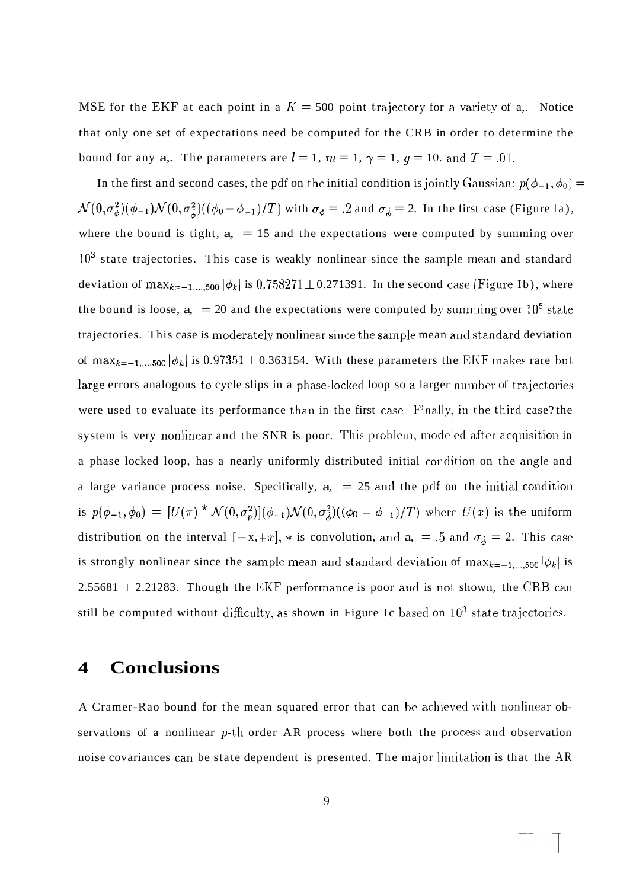MSE for the EKF at each point in a $K = 500$ point trajectory for a variety of a,. Notice that only one set of expectations need be computed for the CRB in order to determine the bound for any a,. The parameters are $l = 1$, $m = 1$, $\gamma = 1$, $g = 10$. and $T = .01$.

In the first and second cases, the pdf on the initial condition is jointly Gaussian: $p(\phi_{-1}, \phi_0) = \mathcal{N}(0, \sigma_\phi^2)(\phi_{-1})\mathcal{N}(0, \sigma_{\dot\phi}^2)((\phi_0 - \phi_{-1})/T)$ with $\sigma_\phi = .2$ and $\sigma_{\dot\phi} = 2$. In the first case (Figure la), where the bound is tight, a, = 15 and the expectations were computed by summing over $10^3$ state trajectories. This case is weakly nonlinear since the sample mean and standard deviation of $\max_{k=-1,\ldots,500}|\phi_k|$ is $0.758271 \pm 0.271391$. In the second case (Figure Ib), where the bound is loose, a, = 20 and the expectations were computed by summing over $10^5$ state trajectories. This case is moderately nonlinear since the sample mean and standard deviation of $\max_{k=-1,\ldots,500}|\phi_k|$ is $0.97351 \pm 0.363154$. With these parameters the EKF makes rare but large errors analogous to cycle slips in a phase-locked loop so a larger number of trajectories were used to evaluate its performance than in the first case. Finally, in the third case? the system is very nonlinear and the SNR is poor. This problem, modeled after acquisition in a phase locked loop, has a nearly uniformly distributed initial condition on the angle and a large variance process noise. Specifically, a, = 25 and the pdf on the initial condition is $p(\phi_{-1}, \phi_0) = [U(\pi) * \mathcal{N}(0, \sigma_p^2)](\phi_{-1})\mathcal{N}(0, \sigma_{\dot\phi}^2)((\phi_0 - \phi_{-1})/T)$ where $U(x)$ is the uniform distribution on the interval $[-x, +x]$, $*$ is convolution, and a, = .5 and $\sigma_{\dot\phi} = 2$. This case is strongly nonlinear since the sample mean and standard deviation of $\max_{k=-1,\ldots,500}|\phi_k|$ is $2.55681 \pm 2.21283$. Though the EKF performance is poor and is not shown, the CRB can still be computed without difficulty, as shown in Figure Ic based on $10^3$ state trajectories.

# 4 Conclusions

A Cramer-Rao bound for the mean squared error that can be achieved with nonlinear observations of a nonlinear $p$-th order AR process where both the process and observation noise covariances can be state dependent is presented. The major limitation is that the AR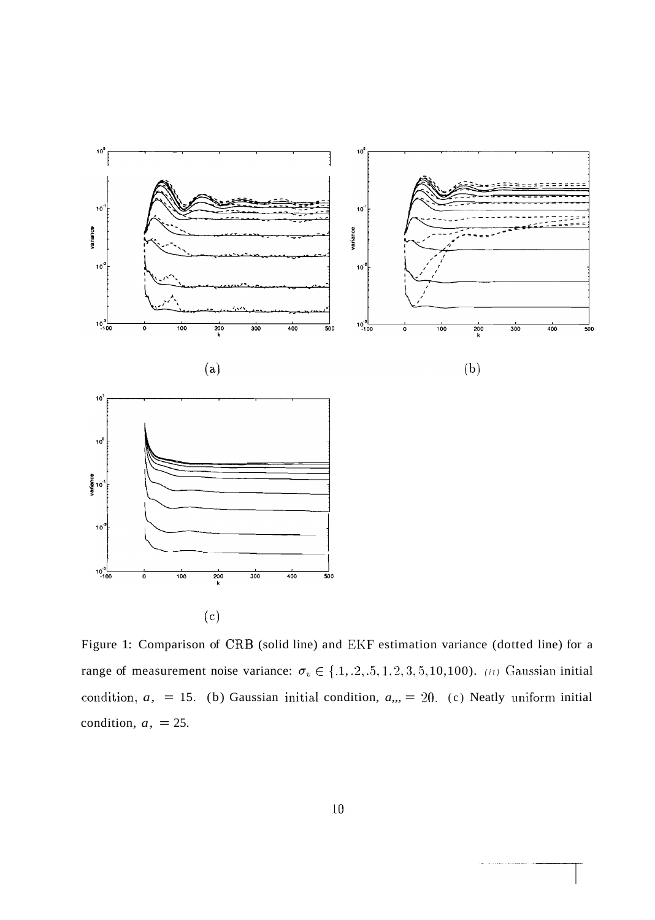(a)

(b)

(c)

Figure 1: Comparison of CRB (solid line) and EKF estimation variance (dotted line) for a range of measurement noise variance: $\sigma_v \in \{.1, .2, .5, 1, 2, 3, 5, 10, 100)$. (it) Gaussian initial condition, $a, = 15$. (b) Gaussian initial condition, $a_{,,} = 20$. (c) Neatly uniform initial condition, $a, = 25$.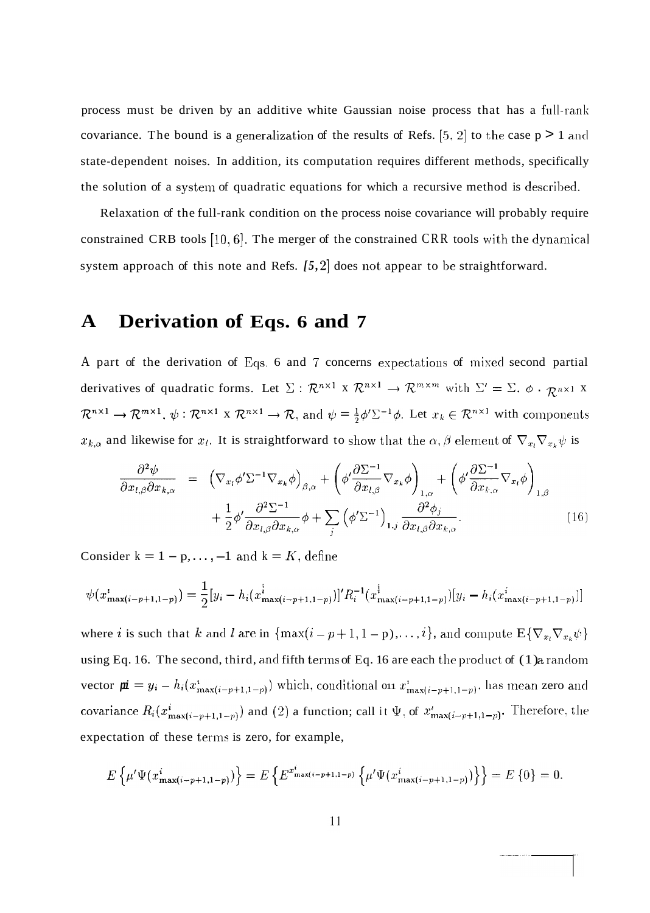process must be driven by an additive white Gaussian noise process that has a full-rank covariance. The bound is a generalization of the results of Refs. [5, 2] to the case $p > 1$ and state-dependent noises. In addition, its computation requires different methods, specifically the solution of a system of quadratic equations for which a recursive method is described.

Relaxation of the full-rank condition on the process noise covariance will probably require constrained CRB tools [10, 6]. The merger of the constrained CRB tools with the dynamical system approach of this note and Refs. [5, 2] does not appear to be straightforward.

# A Derivation of Eqs. 6 and 7

A part of the derivation of Eqs. 6 and 7 concerns expectations of mixed second partial derivatives of quadratic forms. Let $\Sigma : \mathcal{R}^{n\times 1} \times \mathcal{R}^{n\times 1} \to \mathcal{R}^{m\times m}$ with $\Sigma' = \Sigma$, $\phi : \mathcal{R}^{n\times 1} \times \mathcal{R}^{n\times 1} \to \mathcal{R}^{m\times 1}$, $\psi : \mathcal{R}^{n\times 1} \times \mathcal{R}^{n\times 1} \to \mathcal{R}$, and $\psi = \frac{1}{2}\phi'\Sigma^{-1}\phi$. Let $x_k \in \mathcal{R}^{n\times 1}$ with components $x_{k,\alpha}$ and likewise for $x_l$. It is straightforward to show that the $\alpha, \beta$ element of $\nabla_{x_l}\nabla_{x_k}\psi$ is

$$
\begin{aligned}
\frac{\partial^2 \psi}{\partial x_{l,\beta}\partial x_{k,\alpha}} &= \left(\nabla_{x_l}\phi'\Sigma^{-1}\nabla_{x_k}\phi\right)_{\beta,\alpha} + \left(\phi'\frac{\partial \Sigma^{-1}}{\partial x_{l,\beta}}\nabla_{x_k}\phi\right)_{1,\alpha} + \left(\phi'\frac{\partial \Sigma^{-1}}{\partial x_{k,\alpha}}\nabla_{x_l}\phi\right)_{1,\beta} \\
&\quad + \frac{1}{2}\phi'\frac{\partial^2 \Sigma^{-1}}{\partial x_{l,\beta}\partial x_{k,\alpha}}\phi + \sum_j \left(\phi'\Sigma^{-1}\right)_{1,j}\frac{\partial^2 \phi_j}{\partial x_{l,\beta}\partial x_{k,\alpha}}.
\end{aligned}
\tag{16}
$$

Consider $k = 1-p, \ldots, -1$ and $k = K$, define

$$
\psi(x^i_{\max(i-p+1,1-p)}) = \frac{1}{2}[y_i - h_i(x^i_{\max(i-p+1,1-p)})]' R_i^{-1}(x^i_{\max(i-p+1,1-p)})[y_i - h_i(x^i_{\max(i-p+1,1-p)})]
$$

where $i$ is such that $k$ and $l$ are in $\{\max(i-p+1, 1-p), \ldots, i\}$, and compute $\mathrm{E}\{\nabla_{x_l}\nabla_{x_k}\psi\}$ using Eq. 16. The second, third, and fifth terms of Eq. 16 are each the product of (1) a random vector $\mu_i = y_i - h_i(x^i_{\max(i-p+1,1-p)})$ which, conditional on $x^i_{\max(i-p+1,1-p)}$, has mean zero and covariance $R_i(x^i_{\max(i-p+1,1-p)})$ and (2) a function, call it $\Psi$, of $x^i_{\max(i-p+1,1-p)}$. Therefore, the expectation of these terms is zero, for example,

$$
E\left\{\mu'\Psi(x^i_{\max(i-p+1,1-p)})\right\} = E\left\{E^{x^i_{\max(i-p+1,1-p)}}\left\{\mu'\Psi(x^i_{\max(i-p+1,1-p)})\right\}\right\} = E\left\{0\right\} = 0.
$$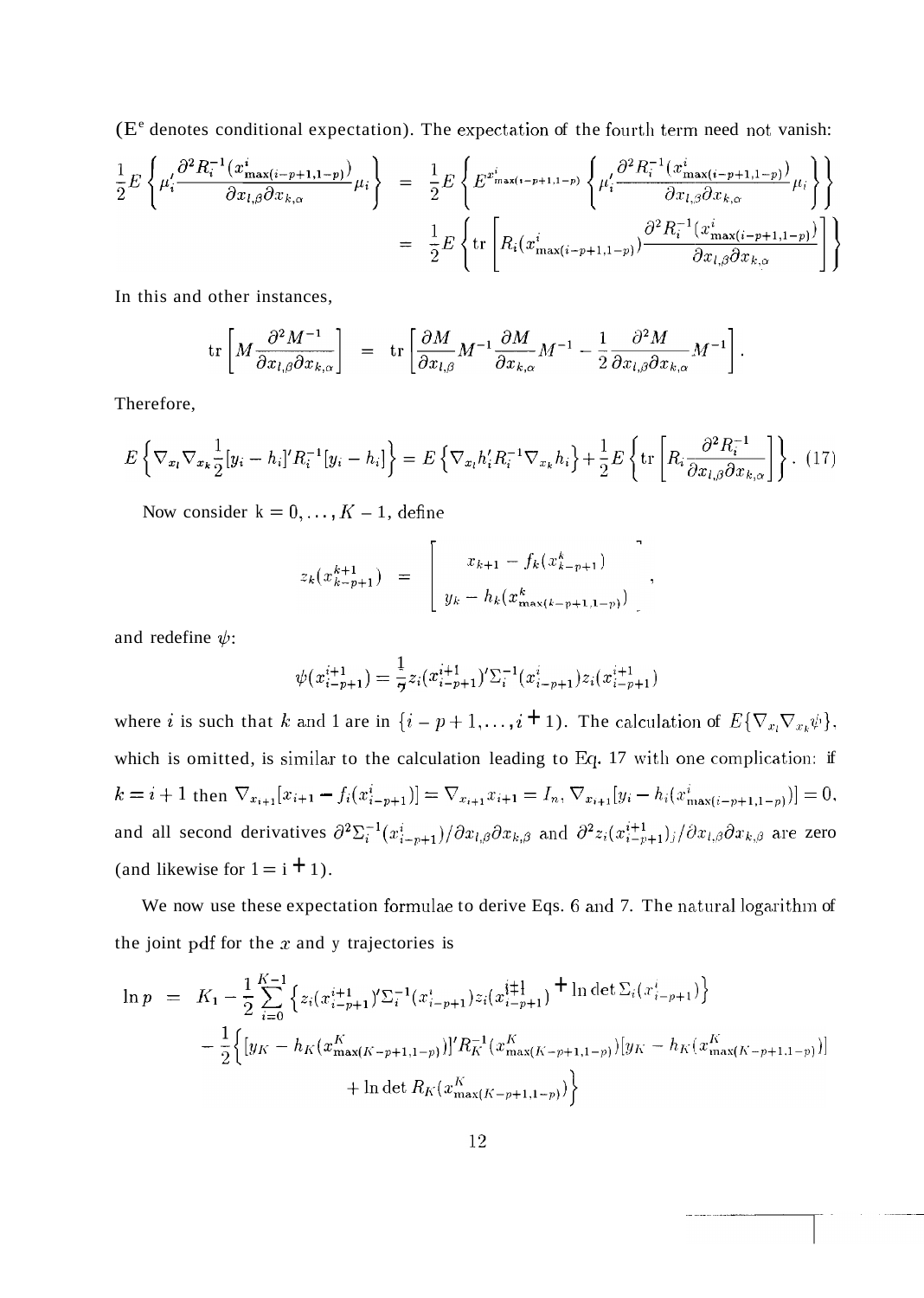($E^e$ denotes conditional expectation). The expectation of the fourth term need not vanish:

$$\frac{1}{2}E\left\{\mu_i'\frac{\partial^2 R_i^{-1}(x^i_{\max(i-p+1,1-p)})}{\partial x_{l,\beta}\partial x_{k,\alpha}}\mu_i\right\} = \frac{1}{2}E\left\{E^{x^i_{\max(i-p+1,1-p)}}\left\{\mu_i'\frac{\partial^2 R_i^{-1}(x^i_{\max(i-p+1,1-p)})}{\partial x_{l,\beta}\partial x_{k,\alpha}}\mu_i\right\}\right\}$$

$$= \frac{1}{2}E\left\{\mathrm{tr}\left[R_i(x^i_{\max(i-p+1,1-p)})\frac{\partial^2 R_i^{-1}(x^i_{\max(i-p+1,1-p)})}{\partial x_{l,\beta}\partial x_{k,\alpha}}\right]\right\}$$

In this and other instances,

$$\mathrm{tr}\left[M\frac{\partial^2 M^{-1}}{\partial x_{l,\beta}\partial x_{k,\alpha}}\right] = \mathrm{tr}\left[\frac{\partial M}{\partial x_{l,\beta}}M^{-1}\frac{\partial M}{\partial x_{k,\alpha}}M^{-1} - \frac{1}{2}\frac{\partial^2 M}{\partial x_{l,\beta}\partial x_{k,\alpha}}M^{-1}\right].$$

Therefore,

$$E\left\{\nabla_{x_l}\nabla_{x_k}\frac{1}{2}[y_i - h_i]'R_i^{-1}[y_i - h_i]\right\} = E\left\{\nabla_{x_l}h_i'R_i^{-1}\nabla_{x_k}h_i\right\} + \frac{1}{2}E\left\{\mathrm{tr}\left[R_i\frac{\partial^2 R_i^{-1}}{\partial x_{l,\beta}\partial x_{k,\alpha}}\right]\right\}. \quad (17)$$

Now consider $k = 0, \ldots, K-1$, define

$$z_k(x^{k+1}_{k-p+1}) = \begin{bmatrix} x_{k+1} - f_k(x^k_{k-p+1}) \\ y_k - h_k(x^k_{\max(k-p+1,1-p)}) \end{bmatrix},$$

and redefine $\psi$:

$$\psi(x^{i+1}_{i-p+1}) = \frac{1}{2}z_i(x^{i+1}_{i-p+1})'\Sigma_i^{-1}(x^i_{i-p+1})z_i(x^{i+1}_{i-p+1})$$

where $i$ is such that $k$ and $1$ are in $\{i-p+1,\ldots,i+1\}$. The calculation of $E\{\nabla_{x_l}\nabla_{x_k}\psi\}$, which is omitted, is similar to the calculation leading to Eq. 17 with one complication: if $k = i+1$ then $\nabla_{x_{i+1}}[x_{i+1} - f_i(x^i_{i-p+1})] = \nabla_{x_{i+1}}x_{i+1} = I_n$, $\nabla_{x_{i+1}}[y_i - h_i(x^i_{\max(i-p+1,1-p)})] = 0$, and all second derivatives $\partial^2\Sigma_i^{-1}(x^i_{i-p+1})/\partial x_{l,\beta}\partial x_{k,\beta}$ and $\partial^2 z_i(x^{i+1}_{i-p+1})_j/\partial x_{l,\beta}\partial x_{k,\beta}$ are zero (and likewise for $1 = i+1$).

We now use these expectation formulae to derive Eqs. 6 and 7. The natural logarithm of the joint pdf for the $x$ and y trajectories is

$$\begin{aligned}
\ln p = {} & K_1 - \frac{1}{2}\sum_{i=0}^{K-1}\left\{z_i(x^{i+1}_{i-p+1})'\Sigma_i^{-1}(x^i_{i-p+1})z_i(x^{i+1}_{i-p+1}) + \ln\det\Sigma_i(x^i_{i-p+1})\right\} \\
& - \frac{1}{2}\Big\{[y_K - h_K(x^K_{\max(K-p+1,1-p)})]'R_K^{-1}(x^K_{\max(K-p+1,1-p)})[y_K - h_K(x^K_{\max(K-p+1,1-p)})] \\
& + \ln\det R_K(x^K_{\max(K-p+1,1-p)})\Big\}
\end{aligned}$$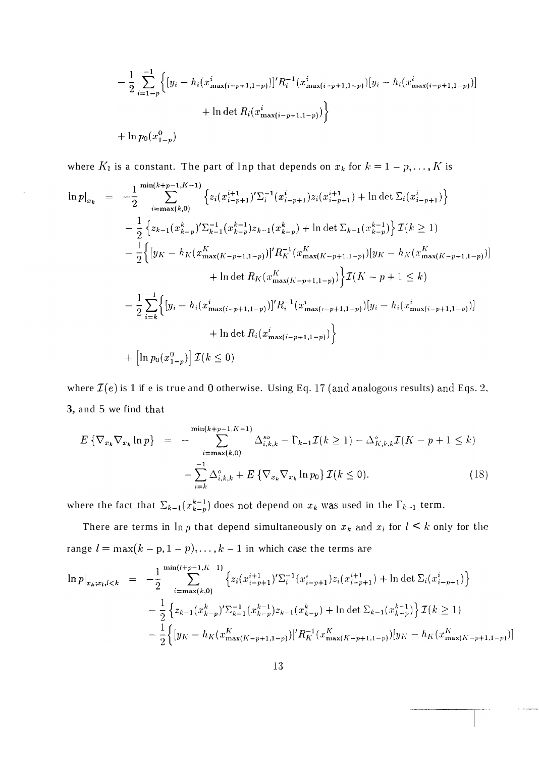$$
\begin{aligned}
&-\frac{1}{2}\sum_{i=1-p}^{-1}\Big\{[y_i - h_i(x^i_{\max(i-p+1,1-p)})]' R_i^{-1}(x^i_{\max(i-p+1,1-p)})[y_i - h_i(x^i_{\max(i-p+1,1-p)})] \\
&\qquad\qquad + \ln\det R_i(x^i_{\max(i-p+1,1-p)})\Big\} \\
&+ \ln p_0(x^0_{1-p})
\end{aligned}
$$

where $K_1$ is a constant. The part of $\ln p$ that depends on $x_k$ for $k = 1-p, \ldots, K$ is

$$
\begin{aligned}
\ln p|_{x_k} \;=\; & -\frac{1}{2}\sum_{i=\max(k,0)}^{\min(k+p-1,K-1)} \left\{ z_i(x^{i+1}_{i-p+1})'\Sigma_i^{-1}(x^i_{i-p+1})z_i(x^{i+1}_{i-p+1}) + \ln\det\Sigma_i(x^i_{i-p+1})\right\} \\
& -\frac{1}{2}\left\{ z_{k-1}(x^k_{k-p})'\Sigma_{k-1}^{-1}(x^{k-1}_{k-p})z_{k-1}(x^k_{k-p}) + \ln\det\Sigma_{k-1}(x^{k-1}_{k-p})\right\}\mathcal{I}(k \geq 1) \\
& -\frac{1}{2}\Big\{[y_K - h_K(x^K_{\max(K-p+1,1-p)})]' R_K^{-1}(x^K_{\max(K-p+1,1-p)})[y_K - h_K(x^K_{\max(K-p+1,1-p)})] \\
&\qquad\qquad + \ln\det R_K(x^K_{\max(K-p+1,1-p)})\Big\}\mathcal{I}(K-p+1 \leq k) \\
& -\frac{1}{2}\sum_{i=k}^{-1}\Big\{[y_i - h_i(x^i_{\max(i-p+1,1-p)})]' R_i^{-1}(x^i_{\max(i-p+1,1-p)})[y_i - h_i(x^i_{\max(i-p+1,1-p)})] \\
&\qquad\qquad + \ln\det R_i(x^i_{\max(i-p+1,1-p)})\Big\} \\
& + \left[\ln p_0(x^0_{1-p})\right]\mathcal{I}(k \leq 0)
\end{aligned}
$$

where $\mathcal{I}(e)$ is 1 if e is true and 0 otherwise. Using Eq. 17 (and analogous results) and Eqs. 2, 3, and 5 we find that

$$
\begin{aligned}
E\left\{\nabla_{x_k}\nabla_{x_k}\ln p\right\} \;=\; & -\sum_{i=\max(k,0)}^{\min(k+p-1,K-1)} \Delta^{so}_{i,k,k} - \Gamma_{k-1}\mathcal{I}(k \geq 1) - \Delta^{o}_{K,k,k}\mathcal{I}(K-p+1 \leq k) \\
& - \sum_{i=k}^{-1}\Delta^{o}_{i,k,k} + E\left\{\nabla_{x_k}\nabla_{x_k}\ln p_0\right\}\mathcal{I}(k \leq 0). 
\end{aligned} \tag{18}
$$

where the fact that $\Sigma_{k-1}(x^{k-1}_{k-p})$ does not depend on $x_k$ was used in the $\Gamma_{k-1}$ term.

There are terms in $\ln p$ that depend simultaneously on $x_k$ and $x_l$ for $l < k$ only for the range $l = \max(k-p, 1-p), \ldots, k-1$ in which case the terms are

$$
\begin{aligned}
\ln p|_{x_k;x_l,l<k} \;=\; & -\frac{1}{2}\sum_{i=\max(k,0)}^{\min(l+p-1,K-1)} \left\{ z_i(x^{i+1}_{i-p+1})'\Sigma_i^{-1}(x^i_{i-p+1})z_i(x^{i+1}_{i-p+1}) + \ln\det\Sigma_i(x^i_{i-p+1})\right\} \\
& -\frac{1}{2}\left\{ z_{k-1}(x^k_{k-p})'\Sigma_{k-1}^{-1}(x^{k-1}_{k-p})z_{k-1}(x^k_{k-p}) + \ln\det\Sigma_{k-1}(x^{k-1}_{k-p})\right\}\mathcal{I}(k \geq 1) \\
& -\frac{1}{2}\Big\{[y_K - h_K(x^K_{\max(K-p+1,1-p)})]' R_K^{-1}(x^K_{\max(K-p+1,1-p)})[y_K - h_K(x^K_{\max(K-p+1,1-p)})]
\end{aligned}
$$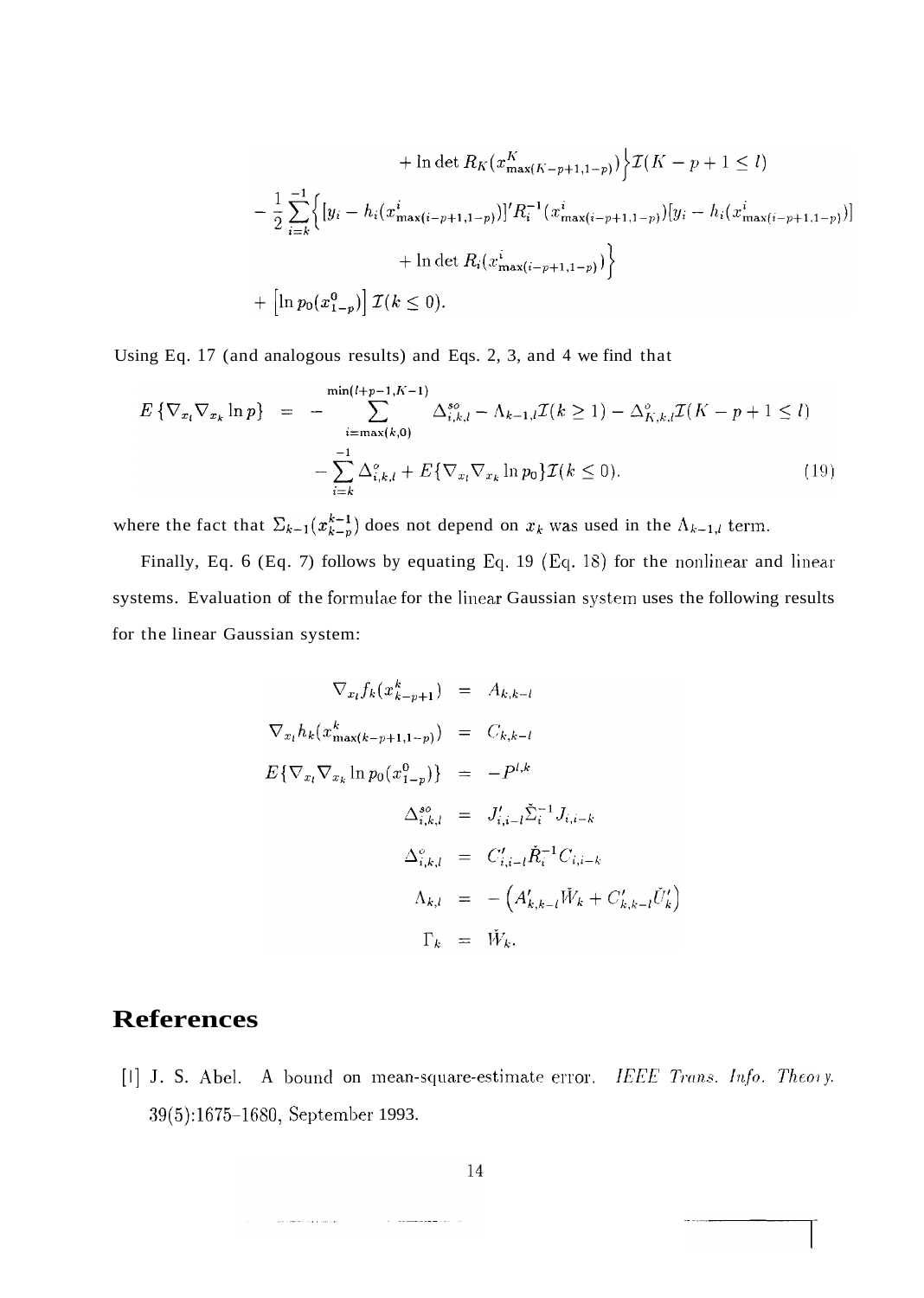$$
\begin{aligned}
&\qquad + \ln\det R_K(x^K_{\max(K-p+1,1-p)})\Big\}\mathcal{I}(K-p+1\le l) \\
&- \frac{1}{2}\sum_{i=k}^{-1}\Big\{[y_i - h_i(x^i_{\max(i-p+1,1-p)})]' R_i^{-1}(x^i_{\max(i-p+1,1-p)})[y_i - h_i(x^i_{\max(i-p+1,1-p)})] \\
&\qquad + \ln\det R_i(x^i_{\max(i-p+1,1-p)})\Big\} \\
&+ \Big[\ln p_0(x^0_{1-p})\Big]\,\mathcal{I}(k\le 0).
\end{aligned}
$$

Using Eq. 17 (and analogous results) and Eqs. 2, 3, and 4 we find that

$$
\begin{aligned}
E\left\{\nabla_{x_l}\nabla_{x_k}\ln p\right\} &= -\sum_{i=\max(k,0)}^{\min(l+p-1,K-1)} \Delta^{so}_{i,k,l} - \Lambda_{k-1,l}\mathcal{I}(k\ge 1) - \Delta^{o}_{K,k,l}\mathcal{I}(K-p+1\le l) \\
&\quad - \sum_{i=k}^{-1}\Delta^{o}_{i,k,l} + E\{\nabla_{x_l}\nabla_{x_k}\ln p_0\}\mathcal{I}(k\le 0). \qquad (19)
\end{aligned}
$$

where the fact that $\Sigma_{k-1}(x^{k-1}_{k-p})$ does not depend on $x_k$ was used in the $\Lambda_{k-1,l}$ term.

Finally, Eq. 6 (Eq. 7) follows by equating Eq. 19 (Eq. 18) for the nonlinear and linear systems. Evaluation of the formulae for the linear Gaussian system uses the following results for the linear Gaussian system:

$$
\begin{aligned}
\nabla_{x_l} f_k(x^k_{k-p+1}) &= A_{k,k-l} \\
\nabla_{x_l} h_k(x^k_{\max(k-p+1,1-p)}) &= C_{k,k-l} \\
E\{\nabla_{x_l}\nabla_{x_k}\ln p_0(x^0_{1-p})\} &= -P^{l,k} \\
\Delta^{so}_{i,k,l} &= J'_{i,i-l}\check{\Sigma}_i^{-1}J_{i,i-k} \\
\Delta^{o}_{i,k,l} &= C'_{i,i-l}\check{R}_i^{-1}C_{i,i-k} \\
\Lambda_{k,l} &= -\left(A'_{k,k-l}\check{W}_k + C'_{k,k-l}\check{U}'_k\right) \\
\Gamma_k &= \check{W}_k.
\end{aligned}
$$

# References

[1] J. S. Abel. A bound on mean-square-estimate error. *IEEE Trans. Info. Theory*. 39(5):1675–1680, September 1993.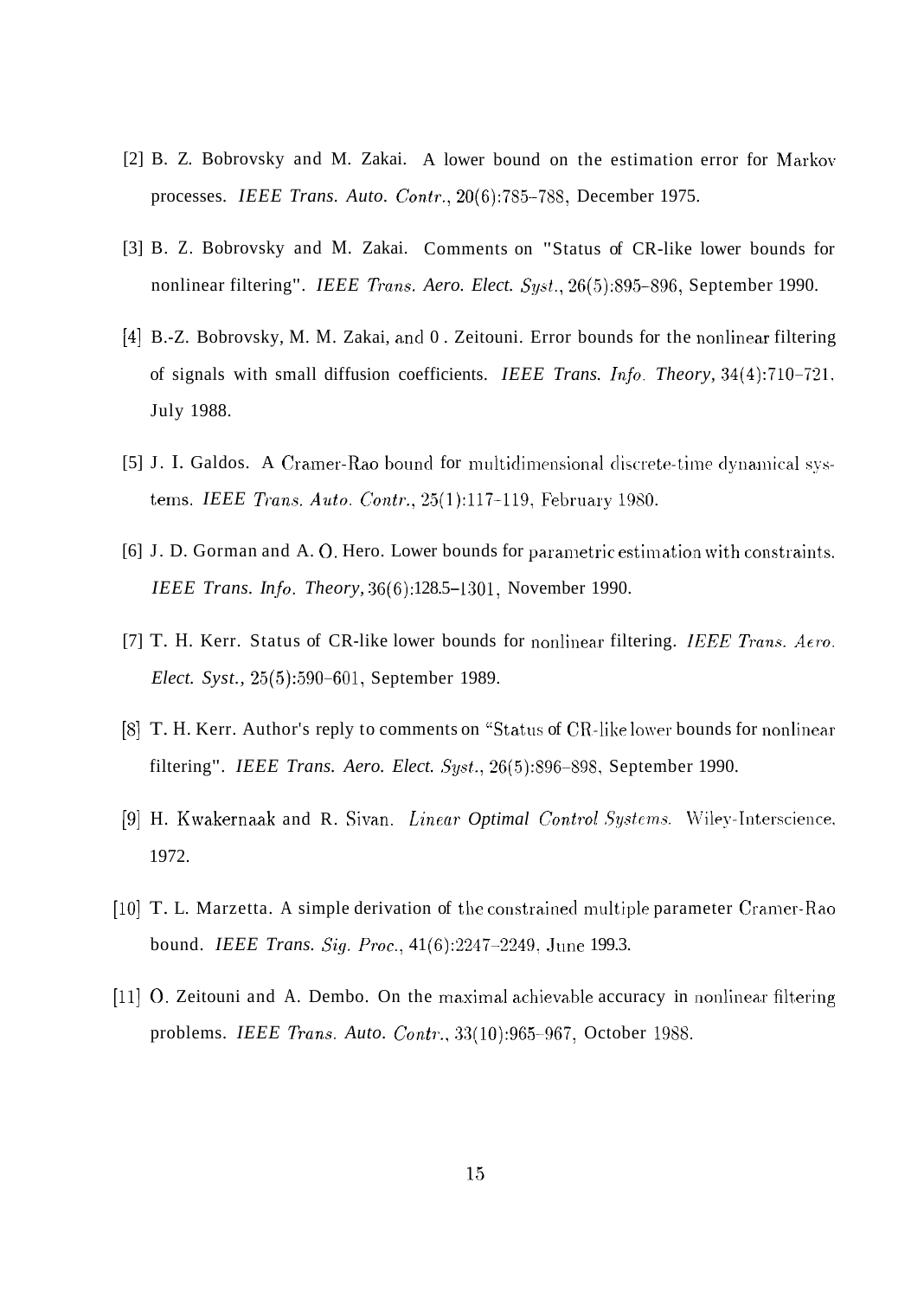[2] B. Z. Bobrovsky and M. Zakai. A lower bound on the estimation error for Markov processes. *IEEE Trans. Auto. Contr.*, 20(6):785–788, December 1975.

[3] B. Z. Bobrovsky and M. Zakai. Comments on "Status of CR-like lower bounds for nonlinear filtering". *IEEE Trans. Aero. Elect. Syst.*, 26(5):895–896, September 1990.

[4] B.-Z. Bobrovsky, M. M. Zakai, and 0 . Zeitouni. Error bounds for the nonlinear filtering of signals with small diffusion coefficients. *IEEE Trans. Info. Theory,* 34(4):710–721, July 1988.

[5] J. I. Galdos. A Cramer-Rao bound for multidimensional discrete-time dynamical systems. *IEEE Trans. Auto. Contr.*, 25(1):117-119, February 1980.

[6] J. D. Gorman and A. O. Hero. Lower bounds for parametric estimation with constraints. *IEEE Trans. Info. Theory,* 36(6):128.5–1301, November 1990.

[7] T. H. Kerr. Status of CR-like lower bounds for nonlinear filtering. *IEEE Trans. Aero. Elect. Syst.,* 25(5):590–601, September 1989.

[8] T. H. Kerr. Author's reply to comments on "Status of CR-like lower bounds for nonlinear filtering". *IEEE Trans. Aero. Elect. Syst.*, 26(5):896–898, September 1990.

[9] H. Kwakernaak and R. Sivan. *Linear Optimal Control Systems.* Wiley-Interscience, 1972.

[10] T. L. Marzetta. A simple derivation of the constrained multiple parameter Cramer-Rao bound. *IEEE Trans. Sig. Proc.*, 41(6):2247–2249, June 199.3.

[11] O. Zeitouni and A. Dembo. On the maximal achievable accuracy in nonlinear filtering problems. *IEEE Trans. Auto. Contr.*, 33(10):965–967, October 1988.